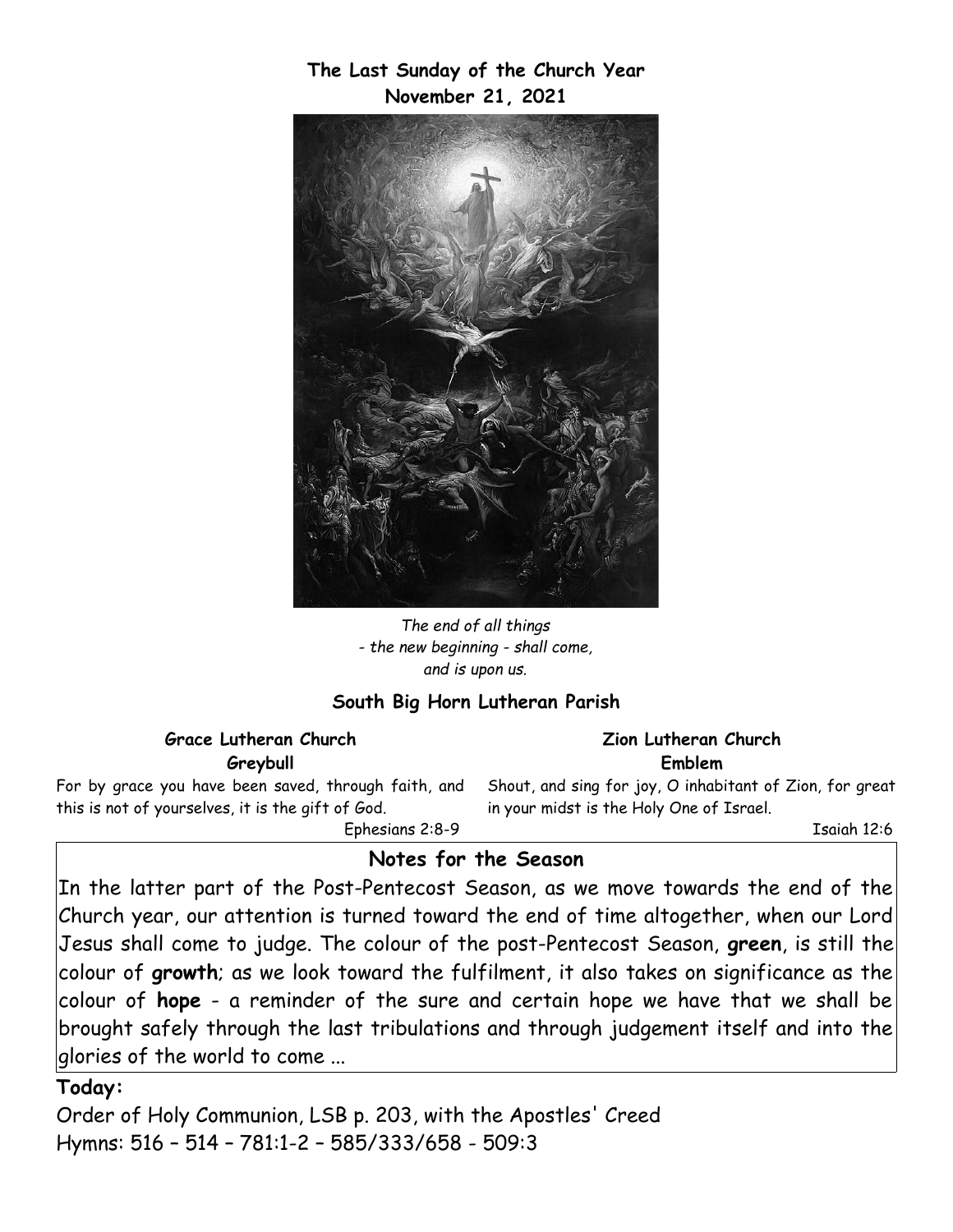**The Last Sunday of the Church Year**
**November 21, 2021**

*The end of all things*
*- the new beginning - shall come,*
*and is upon us.*

**South Big Horn Lutheran Parish**

**Grace Lutheran Church**
**Greybull**

For by grace you have been saved, through faith, and this is not of yourselves, it is the gift of God.

Ephesians 2:8-9

**Zion Lutheran Church**
**Emblem**

Shout, and sing for joy, O inhabitant of Zion, for great in your midst is the Holy One of Israel.

Isaiah 12:6

## Notes for the Season

In the latter part of the Post-Pentecost Season, as we move towards the end of the Church year, our attention is turned toward the end of time altogether, when our Lord Jesus shall come to judge. The colour of the post-Pentecost Season, **green**, is still the colour of **growth**; as we look toward the fulfilment, it also takes on significance as the colour of **hope** - a reminder of the sure and certain hope we have that we shall be brought safely through the last tribulations and through judgement itself and into the glories of the world to come ...

**Today:**

Order of Holy Communion, LSB p. 203, with the Apostles' Creed
Hymns: 516 – 514 – 781:1-2 – 585/333/658 - 509:3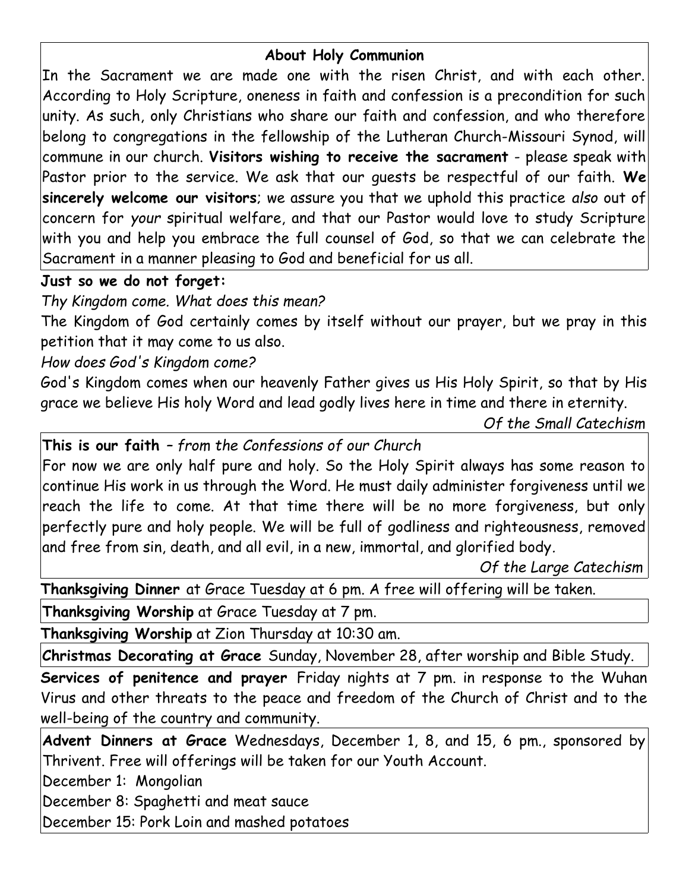## About Holy Communion

In the Sacrament we are made one with the risen Christ, and with each other. According to Holy Scripture, oneness in faith and confession is a precondition for such unity. As such, only Christians who share our faith and confession, and who therefore belong to congregations in the fellowship of the Lutheran Church-Missouri Synod, will commune in our church. **Visitors wishing to receive the sacrament** - please speak with Pastor prior to the service. We ask that our guests be respectful of our faith. **We sincerely welcome our visitors**; we assure you that we uphold this practice *also* out of concern for *your* spiritual welfare, and that our Pastor would love to study Scripture with you and help you embrace the full counsel of God, so that we can celebrate the Sacrament in a manner pleasing to God and beneficial for us all.

**Just so we do not forget:**

*Thy Kingdom come. What does this mean?*

The Kingdom of God certainly comes by itself without our prayer, but we pray in this petition that it may come to us also.

*How does God's Kingdom come?*

God's Kingdom comes when our heavenly Father gives us His Holy Spirit, so that by His grace we believe His holy Word and lead godly lives here in time and there in eternity.

*Of the Small Catechism*

**This is our faith** – *from the Confessions of our Church*

For now we are only half pure and holy. So the Holy Spirit always has some reason to continue His work in us through the Word. He must daily administer forgiveness until we reach the life to come. At that time there will be no more forgiveness, but only perfectly pure and holy people. We will be full of godliness and righteousness, removed and free from sin, death, and all evil, in a new, immortal, and glorified body.

*Of the Large Catechism*

**Thanksgiving Dinner** at Grace Tuesday at 6 pm. A free will offering will be taken.

**Thanksgiving Worship** at Grace Tuesday at 7 pm.

**Thanksgiving Worship** at Zion Thursday at 10:30 am.

**Christmas Decorating at Grace** Sunday, November 28, after worship and Bible Study.

**Services of penitence and prayer** Friday nights at 7 pm. in response to the Wuhan Virus and other threats to the peace and freedom of the Church of Christ and to the well-being of the country and community.

**Advent Dinners at Grace** Wednesdays, December 1, 8, and 15, 6 pm., sponsored by Thrivent. Free will offerings will be taken for our Youth Account.

December 1: Mongolian

December 8: Spaghetti and meat sauce

December 15: Pork Loin and mashed potatoes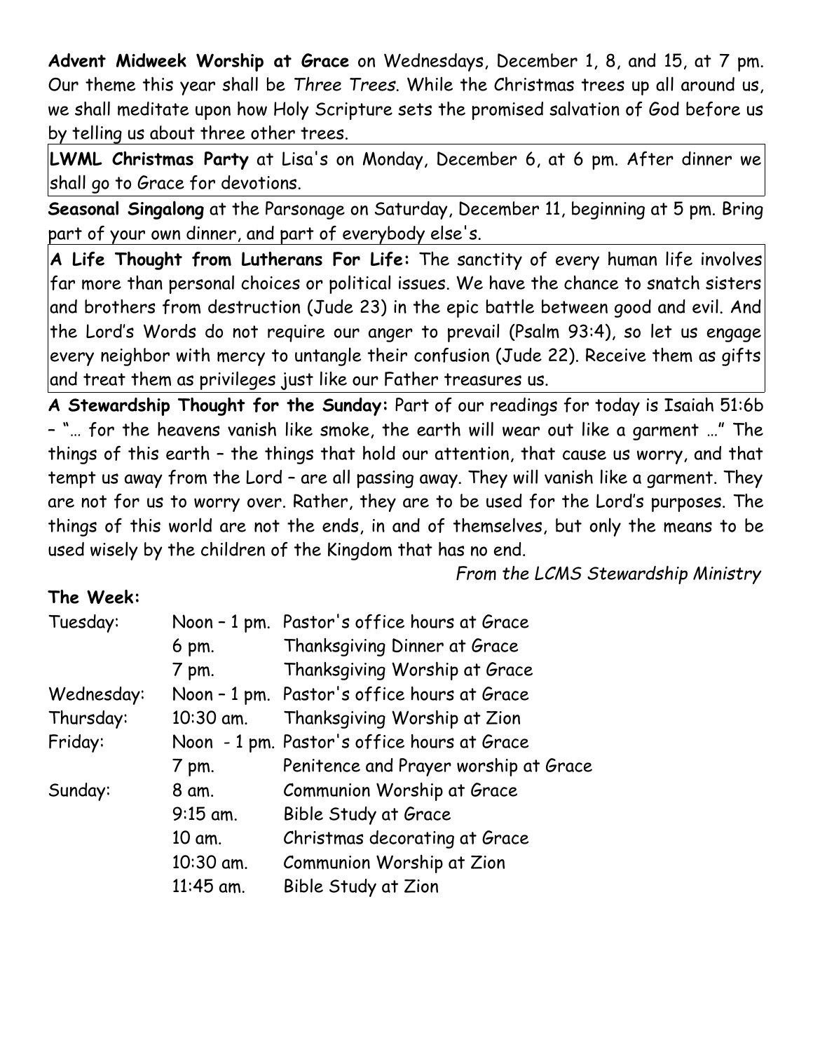**Advent Midweek Worship at Grace** on Wednesdays, December 1, 8, and 15, at 7 pm. Our theme this year shall be *Three Trees*. While the Christmas trees up all around us, we shall meditate upon how Holy Scripture sets the promised salvation of God before us by telling us about three other trees.

**LWML Christmas Party** at Lisa's on Monday, December 6, at 6 pm. After dinner we shall go to Grace for devotions.

**Seasonal Singalong** at the Parsonage on Saturday, December 11, beginning at 5 pm. Bring part of your own dinner, and part of everybody else's.

**A Life Thought from Lutherans For Life:** The sanctity of every human life involves far more than personal choices or political issues. We have the chance to snatch sisters and brothers from destruction (Jude 23) in the epic battle between good and evil. And the Lord's Words do not require our anger to prevail (Psalm 93:4), so let us engage every neighbor with mercy to untangle their confusion (Jude 22). Receive them as gifts and treat them as privileges just like our Father treasures us.

**A Stewardship Thought for the Sunday:** Part of our readings for today is Isaiah 51:6b – "… for the heavens vanish like smoke, the earth will wear out like a garment …" The things of this earth – the things that hold our attention, that cause us worry, and that tempt us away from the Lord – are all passing away. They will vanish like a garment. They are not for us to worry over. Rather, they are to be used for the Lord's purposes. The things of this world are not the ends, in and of themselves, but only the means to be used wisely by the children of the Kingdom that has no end.

*From the LCMS Stewardship Ministry*

**The Week:**

| | | |
|---|---|---|
| Tuesday: | Noon – 1 pm. | Pastor's office hours at Grace |
| | 6 pm. | Thanksgiving Dinner at Grace |
| | 7 pm. | Thanksgiving Worship at Grace |
| Wednesday: | Noon – 1 pm. | Pastor's office hours at Grace |
| Thursday: | 10:30 am. | Thanksgiving Worship at Zion |
| Friday: | Noon - 1 pm. | Pastor's office hours at Grace |
| | 7 pm. | Penitence and Prayer worship at Grace |
| Sunday: | 8 am. | Communion Worship at Grace |
| | 9:15 am. | Bible Study at Grace |
| | 10 am. | Christmas decorating at Grace |
| | 10:30 am. | Communion Worship at Zion |
| | 11:45 am. | Bible Study at Zion |